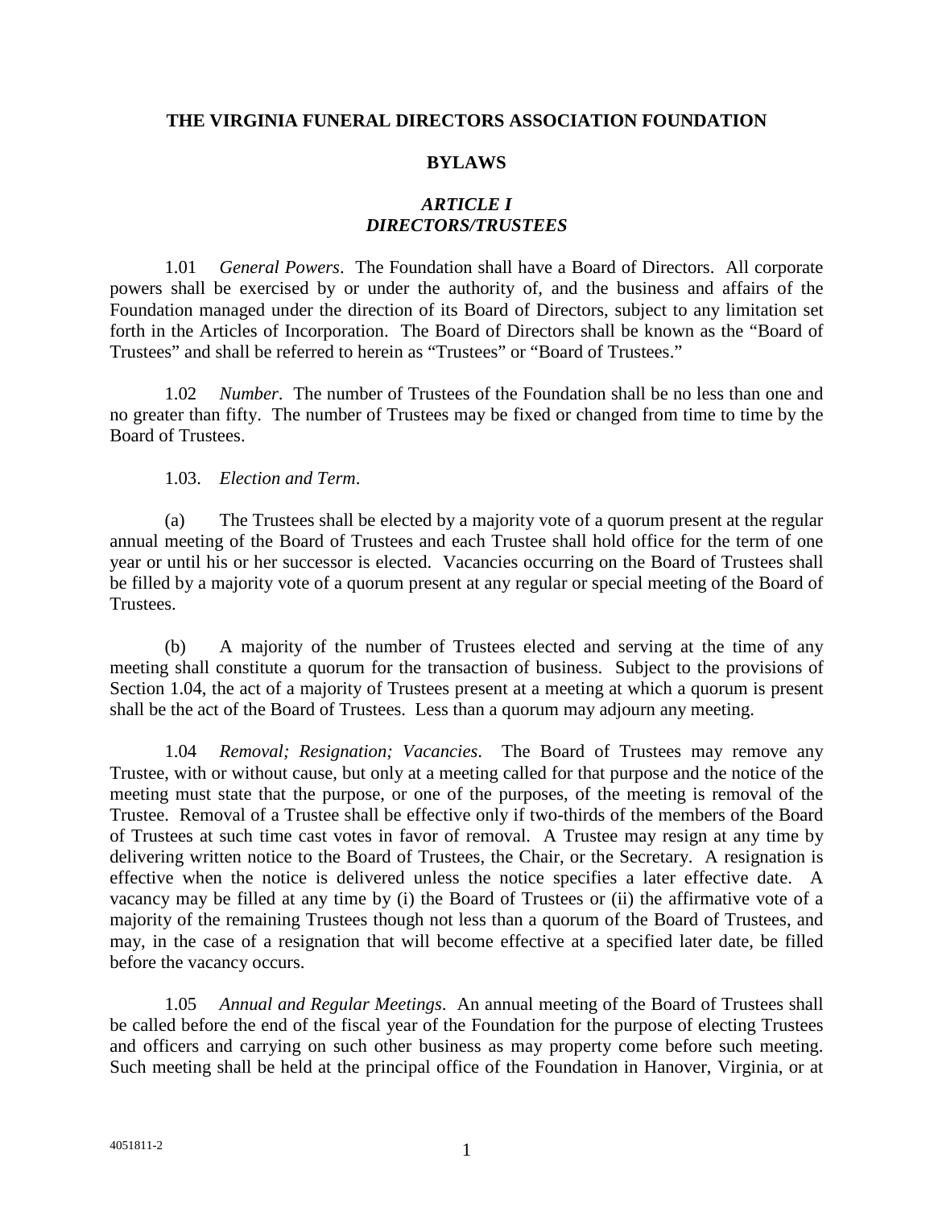# THE VIRGINIA FUNERAL DIRECTORS ASSOCIATION FOUNDATION

## BYLAWS

### *ARTICLE I*
### *DIRECTORS/TRUSTEES*

1.01 *General Powers*. The Foundation shall have a Board of Directors. All corporate powers shall be exercised by or under the authority of, and the business and affairs of the Foundation managed under the direction of its Board of Directors, subject to any limitation set forth in the Articles of Incorporation. The Board of Directors shall be known as the "Board of Trustees" and shall be referred to herein as "Trustees" or "Board of Trustees."

1.02 *Number*. The number of Trustees of the Foundation shall be no less than one and no greater than fifty. The number of Trustees may be fixed or changed from time to time by the Board of Trustees.

1.03. *Election and Term*.

(a) The Trustees shall be elected by a majority vote of a quorum present at the regular annual meeting of the Board of Trustees and each Trustee shall hold office for the term of one year or until his or her successor is elected. Vacancies occurring on the Board of Trustees shall be filled by a majority vote of a quorum present at any regular or special meeting of the Board of Trustees.

(b) A majority of the number of Trustees elected and serving at the time of any meeting shall constitute a quorum for the transaction of business. Subject to the provisions of Section 1.04, the act of a majority of Trustees present at a meeting at which a quorum is present shall be the act of the Board of Trustees. Less than a quorum may adjourn any meeting.

1.04 *Removal; Resignation; Vacancies*. The Board of Trustees may remove any Trustee, with or without cause, but only at a meeting called for that purpose and the notice of the meeting must state that the purpose, or one of the purposes, of the meeting is removal of the Trustee. Removal of a Trustee shall be effective only if two-thirds of the members of the Board of Trustees at such time cast votes in favor of removal. A Trustee may resign at any time by delivering written notice to the Board of Trustees, the Chair, or the Secretary. A resignation is effective when the notice is delivered unless the notice specifies a later effective date. A vacancy may be filled at any time by (i) the Board of Trustees or (ii) the affirmative vote of a majority of the remaining Trustees though not less than a quorum of the Board of Trustees, and may, in the case of a resignation that will become effective at a specified later date, be filled before the vacancy occurs.

1.05 *Annual and Regular Meetings*. An annual meeting of the Board of Trustees shall be called before the end of the fiscal year of the Foundation for the purpose of electing Trustees and officers and carrying on such other business as may property come before such meeting. Such meeting shall be held at the principal office of the Foundation in Hanover, Virginia, or at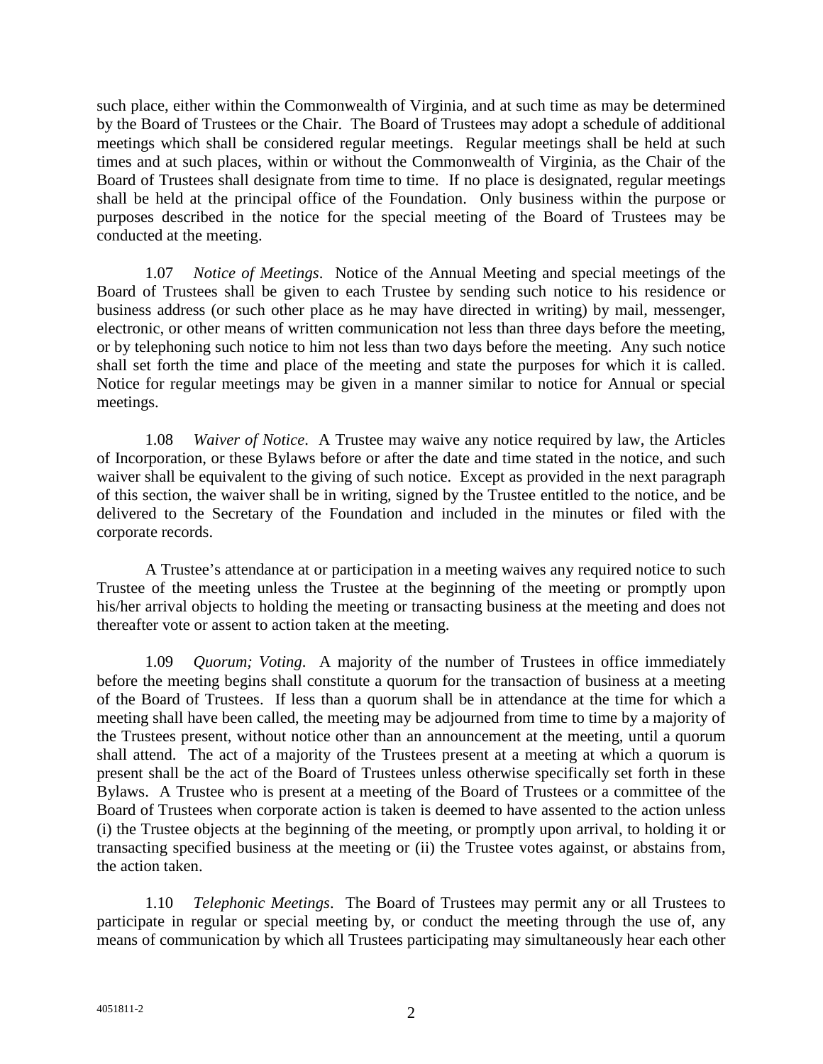such place, either within the Commonwealth of Virginia, and at such time as may be determined by the Board of Trustees or the Chair. The Board of Trustees may adopt a schedule of additional meetings which shall be considered regular meetings. Regular meetings shall be held at such times and at such places, within or without the Commonwealth of Virginia, as the Chair of the Board of Trustees shall designate from time to time. If no place is designated, regular meetings shall be held at the principal office of the Foundation. Only business within the purpose or purposes described in the notice for the special meeting of the Board of Trustees may be conducted at the meeting.

1.07 *Notice of Meetings*. Notice of the Annual Meeting and special meetings of the Board of Trustees shall be given to each Trustee by sending such notice to his residence or business address (or such other place as he may have directed in writing) by mail, messenger, electronic, or other means of written communication not less than three days before the meeting, or by telephoning such notice to him not less than two days before the meeting. Any such notice shall set forth the time and place of the meeting and state the purposes for which it is called. Notice for regular meetings may be given in a manner similar to notice for Annual or special meetings.

1.08 *Waiver of Notice*. A Trustee may waive any notice required by law, the Articles of Incorporation, or these Bylaws before or after the date and time stated in the notice, and such waiver shall be equivalent to the giving of such notice. Except as provided in the next paragraph of this section, the waiver shall be in writing, signed by the Trustee entitled to the notice, and be delivered to the Secretary of the Foundation and included in the minutes or filed with the corporate records.

A Trustee's attendance at or participation in a meeting waives any required notice to such Trustee of the meeting unless the Trustee at the beginning of the meeting or promptly upon his/her arrival objects to holding the meeting or transacting business at the meeting and does not thereafter vote or assent to action taken at the meeting.

1.09 *Quorum; Voting*. A majority of the number of Trustees in office immediately before the meeting begins shall constitute a quorum for the transaction of business at a meeting of the Board of Trustees. If less than a quorum shall be in attendance at the time for which a meeting shall have been called, the meeting may be adjourned from time to time by a majority of the Trustees present, without notice other than an announcement at the meeting, until a quorum shall attend. The act of a majority of the Trustees present at a meeting at which a quorum is present shall be the act of the Board of Trustees unless otherwise specifically set forth in these Bylaws. A Trustee who is present at a meeting of the Board of Trustees or a committee of the Board of Trustees when corporate action is taken is deemed to have assented to the action unless (i) the Trustee objects at the beginning of the meeting, or promptly upon arrival, to holding it or transacting specified business at the meeting or (ii) the Trustee votes against, or abstains from, the action taken.

1.10 *Telephonic Meetings*. The Board of Trustees may permit any or all Trustees to participate in regular or special meeting by, or conduct the meeting through the use of, any means of communication by which all Trustees participating may simultaneously hear each other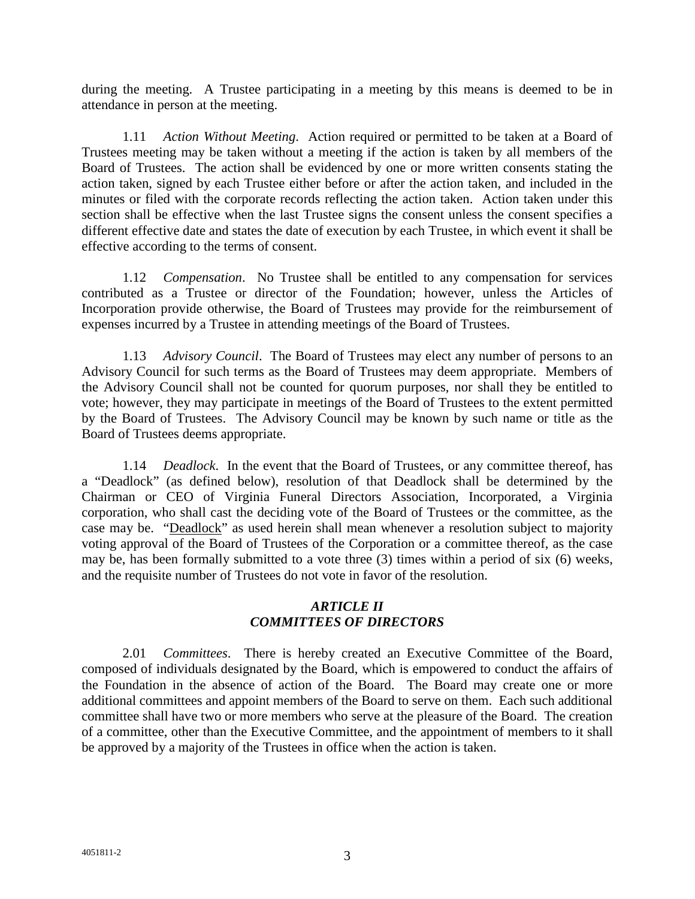during the meeting. A Trustee participating in a meeting by this means is deemed to be in attendance in person at the meeting.

1.11 *Action Without Meeting*. Action required or permitted to be taken at a Board of Trustees meeting may be taken without a meeting if the action is taken by all members of the Board of Trustees. The action shall be evidenced by one or more written consents stating the action taken, signed by each Trustee either before or after the action taken, and included in the minutes or filed with the corporate records reflecting the action taken. Action taken under this section shall be effective when the last Trustee signs the consent unless the consent specifies a different effective date and states the date of execution by each Trustee, in which event it shall be effective according to the terms of consent.

1.12 *Compensation*. No Trustee shall be entitled to any compensation for services contributed as a Trustee or director of the Foundation; however, unless the Articles of Incorporation provide otherwise, the Board of Trustees may provide for the reimbursement of expenses incurred by a Trustee in attending meetings of the Board of Trustees.

1.13 *Advisory Council*. The Board of Trustees may elect any number of persons to an Advisory Council for such terms as the Board of Trustees may deem appropriate. Members of the Advisory Council shall not be counted for quorum purposes, nor shall they be entitled to vote; however, they may participate in meetings of the Board of Trustees to the extent permitted by the Board of Trustees. The Advisory Council may be known by such name or title as the Board of Trustees deems appropriate.

1.14 *Deadlock*. In the event that the Board of Trustees, or any committee thereof, has a "Deadlock" (as defined below), resolution of that Deadlock shall be determined by the Chairman or CEO of Virginia Funeral Directors Association, Incorporated, a Virginia corporation, who shall cast the deciding vote of the Board of Trustees or the committee, as the case may be. "<u>Deadlock</u>" as used herein shall mean whenever a resolution subject to majority voting approval of the Board of Trustees of the Corporation or a committee thereof, as the case may be, has been formally submitted to a vote three (3) times within a period of six (6) weeks, and the requisite number of Trustees do not vote in favor of the resolution.

## *ARTICLE II*
## *COMMITTEES OF DIRECTORS*

2.01 *Committees*. There is hereby created an Executive Committee of the Board, composed of individuals designated by the Board, which is empowered to conduct the affairs of the Foundation in the absence of action of the Board. The Board may create one or more additional committees and appoint members of the Board to serve on them. Each such additional committee shall have two or more members who serve at the pleasure of the Board. The creation of a committee, other than the Executive Committee, and the appointment of members to it shall be approved by a majority of the Trustees in office when the action is taken.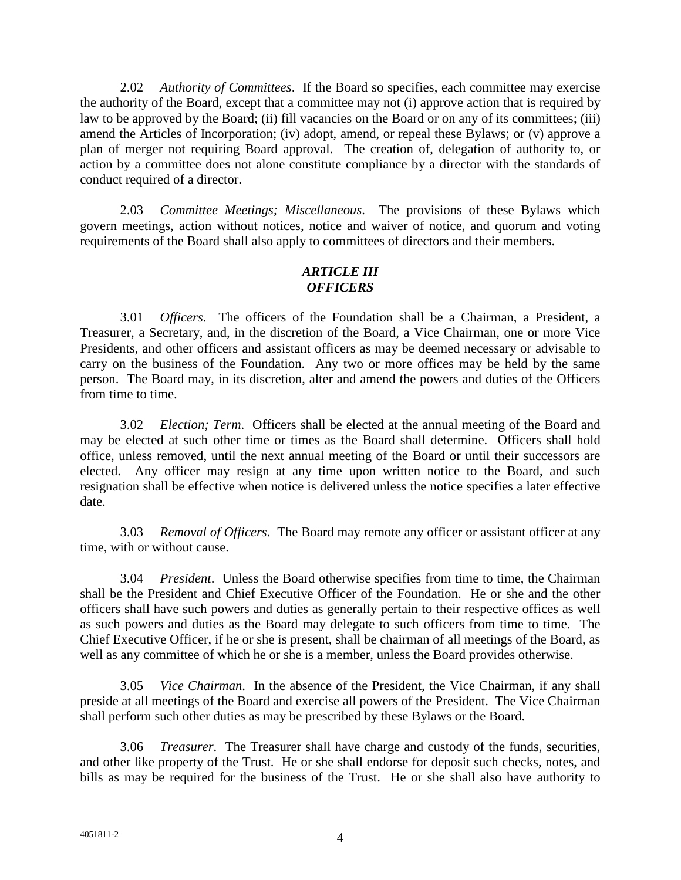2.02 *Authority of Committees*. If the Board so specifies, each committee may exercise the authority of the Board, except that a committee may not (i) approve action that is required by law to be approved by the Board; (ii) fill vacancies on the Board or on any of its committees; (iii) amend the Articles of Incorporation; (iv) adopt, amend, or repeal these Bylaws; or (v) approve a plan of merger not requiring Board approval. The creation of, delegation of authority to, or action by a committee does not alone constitute compliance by a director with the standards of conduct required of a director.

2.03 *Committee Meetings; Miscellaneous*. The provisions of these Bylaws which govern meetings, action without notices, notice and waiver of notice, and quorum and voting requirements of the Board shall also apply to committees of directors and their members.

## *ARTICLE III*
## *OFFICERS*

3.01 *Officers*. The officers of the Foundation shall be a Chairman, a President, a Treasurer, a Secretary, and, in the discretion of the Board, a Vice Chairman, one or more Vice Presidents, and other officers and assistant officers as may be deemed necessary or advisable to carry on the business of the Foundation. Any two or more offices may be held by the same person. The Board may, in its discretion, alter and amend the powers and duties of the Officers from time to time.

3.02 *Election; Term*. Officers shall be elected at the annual meeting of the Board and may be elected at such other time or times as the Board shall determine. Officers shall hold office, unless removed, until the next annual meeting of the Board or until their successors are elected. Any officer may resign at any time upon written notice to the Board, and such resignation shall be effective when notice is delivered unless the notice specifies a later effective date.

3.03 *Removal of Officers*. The Board may remote any officer or assistant officer at any time, with or without cause.

3.04 *President*. Unless the Board otherwise specifies from time to time, the Chairman shall be the President and Chief Executive Officer of the Foundation. He or she and the other officers shall have such powers and duties as generally pertain to their respective offices as well as such powers and duties as the Board may delegate to such officers from time to time. The Chief Executive Officer, if he or she is present, shall be chairman of all meetings of the Board, as well as any committee of which he or she is a member, unless the Board provides otherwise.

3.05 *Vice Chairman*. In the absence of the President, the Vice Chairman, if any shall preside at all meetings of the Board and exercise all powers of the President. The Vice Chairman shall perform such other duties as may be prescribed by these Bylaws or the Board.

3.06 *Treasurer*. The Treasurer shall have charge and custody of the funds, securities, and other like property of the Trust. He or she shall endorse for deposit such checks, notes, and bills as may be required for the business of the Trust. He or she shall also have authority to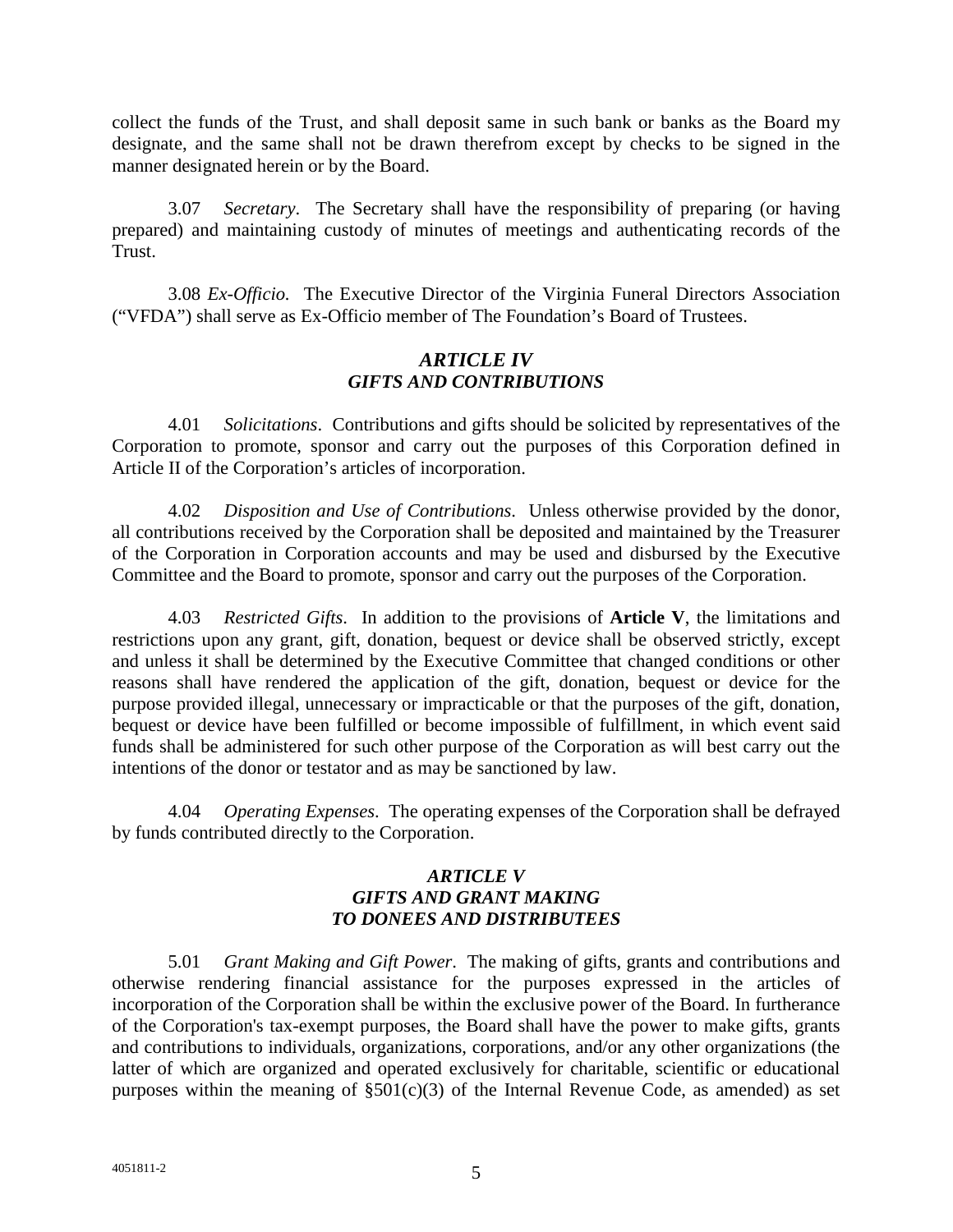collect the funds of the Trust, and shall deposit same in such bank or banks as the Board my designate, and the same shall not be drawn therefrom except by checks to be signed in the manner designated herein or by the Board.

3.07 *Secretary*. The Secretary shall have the responsibility of preparing (or having prepared) and maintaining custody of minutes of meetings and authenticating records of the Trust.

3.08 *Ex-Officio.* The Executive Director of the Virginia Funeral Directors Association ("VFDA") shall serve as Ex-Officio member of The Foundation's Board of Trustees.

### *ARTICLE IV*
### *GIFTS AND CONTRIBUTIONS*

4.01 *Solicitations*. Contributions and gifts should be solicited by representatives of the Corporation to promote, sponsor and carry out the purposes of this Corporation defined in Article II of the Corporation's articles of incorporation.

4.02 *Disposition and Use of Contributions*. Unless otherwise provided by the donor, all contributions received by the Corporation shall be deposited and maintained by the Treasurer of the Corporation in Corporation accounts and may be used and disbursed by the Executive Committee and the Board to promote, sponsor and carry out the purposes of the Corporation.

4.03 *Restricted Gifts*. In addition to the provisions of **Article V**, the limitations and restrictions upon any grant, gift, donation, bequest or device shall be observed strictly, except and unless it shall be determined by the Executive Committee that changed conditions or other reasons shall have rendered the application of the gift, donation, bequest or device for the purpose provided illegal, unnecessary or impracticable or that the purposes of the gift, donation, bequest or device have been fulfilled or become impossible of fulfillment, in which event said funds shall be administered for such other purpose of the Corporation as will best carry out the intentions of the donor or testator and as may be sanctioned by law.

4.04 *Operating Expenses*. The operating expenses of the Corporation shall be defrayed by funds contributed directly to the Corporation.

### *ARTICLE V*
### *GIFTS AND GRANT MAKING*
### *TO DONEES AND DISTRIBUTEES*

5.01 *Grant Making and Gift Power*. The making of gifts, grants and contributions and otherwise rendering financial assistance for the purposes expressed in the articles of incorporation of the Corporation shall be within the exclusive power of the Board. In furtherance of the Corporation's tax-exempt purposes, the Board shall have the power to make gifts, grants and contributions to individuals, organizations, corporations, and/or any other organizations (the latter of which are organized and operated exclusively for charitable, scientific or educational purposes within the meaning of §501(c)(3) of the Internal Revenue Code, as amended) as set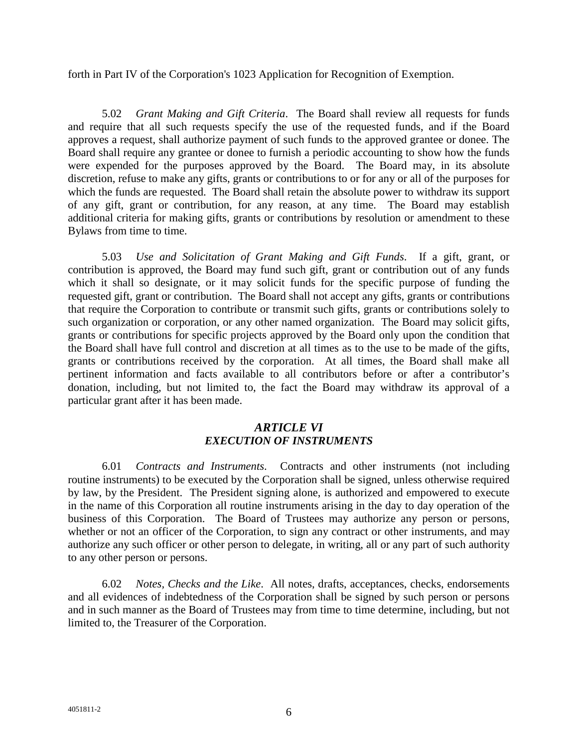forth in Part IV of the Corporation's 1023 Application for Recognition of Exemption.

5.02 *Grant Making and Gift Criteria*. The Board shall review all requests for funds and require that all such requests specify the use of the requested funds, and if the Board approves a request, shall authorize payment of such funds to the approved grantee or donee. The Board shall require any grantee or donee to furnish a periodic accounting to show how the funds were expended for the purposes approved by the Board. The Board may, in its absolute discretion, refuse to make any gifts, grants or contributions to or for any or all of the purposes for which the funds are requested. The Board shall retain the absolute power to withdraw its support of any gift, grant or contribution, for any reason, at any time. The Board may establish additional criteria for making gifts, grants or contributions by resolution or amendment to these Bylaws from time to time.

5.03 *Use and Solicitation of Grant Making and Gift Funds*. If a gift, grant, or contribution is approved, the Board may fund such gift, grant or contribution out of any funds which it shall so designate, or it may solicit funds for the specific purpose of funding the requested gift, grant or contribution. The Board shall not accept any gifts, grants or contributions that require the Corporation to contribute or transmit such gifts, grants or contributions solely to such organization or corporation, or any other named organization. The Board may solicit gifts, grants or contributions for specific projects approved by the Board only upon the condition that the Board shall have full control and discretion at all times as to the use to be made of the gifts, grants or contributions received by the corporation. At all times, the Board shall make all pertinent information and facts available to all contributors before or after a contributor's donation, including, but not limited to, the fact the Board may withdraw its approval of a particular grant after it has been made.

## *ARTICLE VI*
## *EXECUTION OF INSTRUMENTS*

6.01 *Contracts and Instruments*. Contracts and other instruments (not including routine instruments) to be executed by the Corporation shall be signed, unless otherwise required by law, by the President. The President signing alone, is authorized and empowered to execute in the name of this Corporation all routine instruments arising in the day to day operation of the business of this Corporation. The Board of Trustees may authorize any person or persons, whether or not an officer of the Corporation, to sign any contract or other instruments, and may authorize any such officer or other person to delegate, in writing, all or any part of such authority to any other person or persons.

6.02 *Notes, Checks and the Like*. All notes, drafts, acceptances, checks, endorsements and all evidences of indebtedness of the Corporation shall be signed by such person or persons and in such manner as the Board of Trustees may from time to time determine, including, but not limited to, the Treasurer of the Corporation.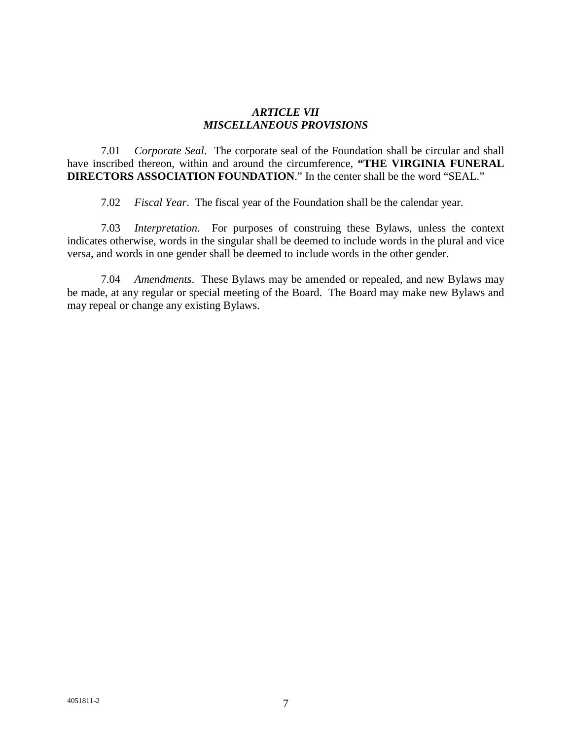## *ARTICLE VII*
## *MISCELLANEOUS PROVISIONS*

7.01 *Corporate Seal*. The corporate seal of the Foundation shall be circular and shall have inscribed thereon, within and around the circumference, **"THE VIRGINIA FUNERAL DIRECTORS ASSOCIATION FOUNDATION**." In the center shall be the word "SEAL."

7.02 *Fiscal Year*. The fiscal year of the Foundation shall be the calendar year.

7.03 *Interpretation*. For purposes of construing these Bylaws, unless the context indicates otherwise, words in the singular shall be deemed to include words in the plural and vice versa, and words in one gender shall be deemed to include words in the other gender.

7.04 *Amendments*. These Bylaws may be amended or repealed, and new Bylaws may be made, at any regular or special meeting of the Board. The Board may make new Bylaws and may repeal or change any existing Bylaws.